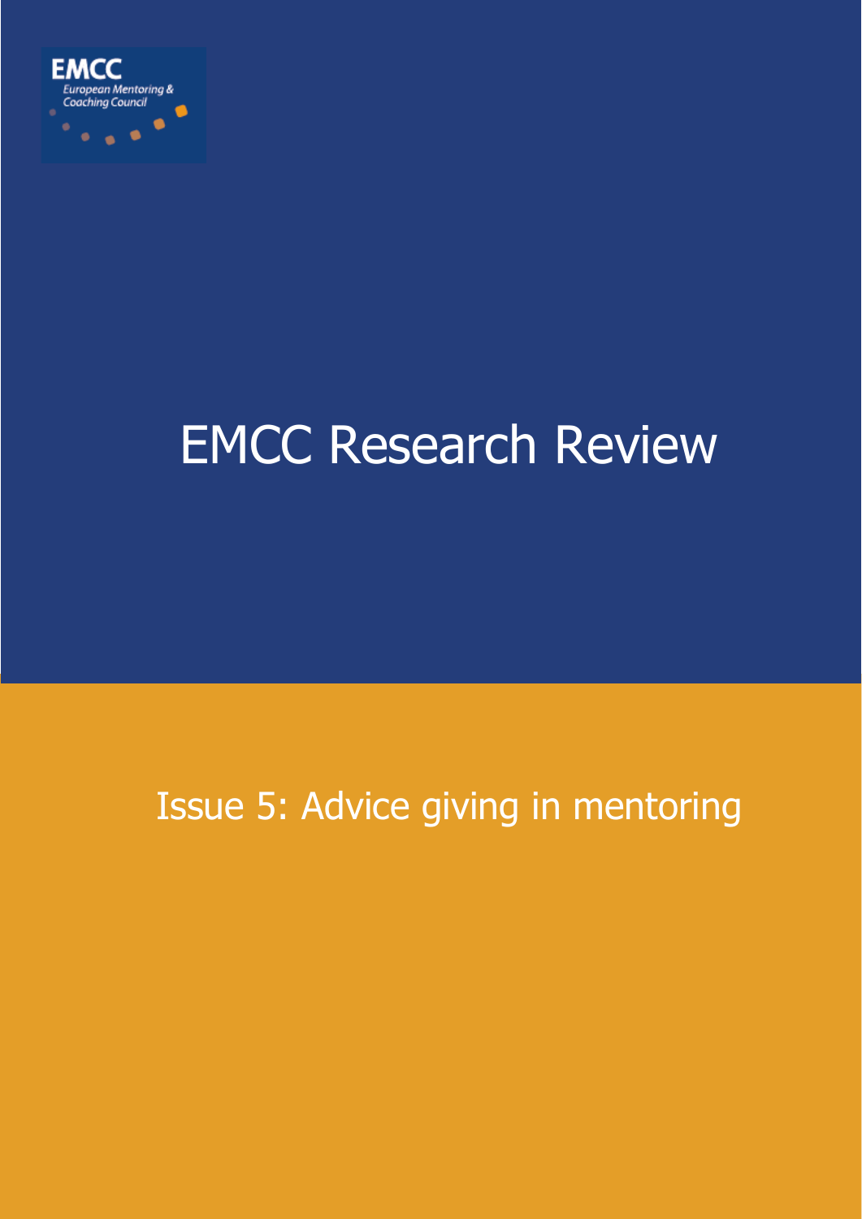EMCC
European Mentoring & Coaching Council

# EMCC Research Review

## Issue 5: Advice giving in mentoring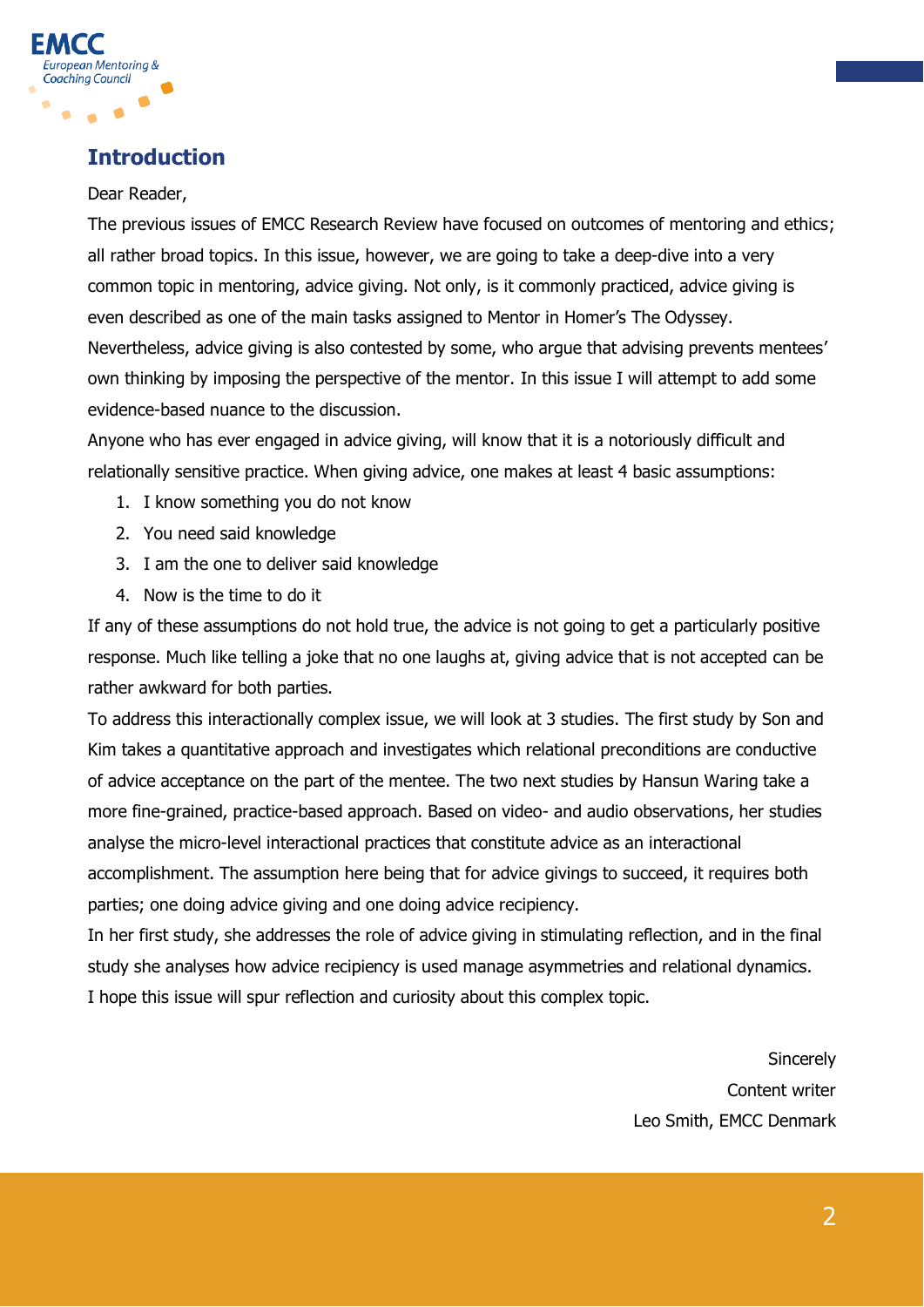## Introduction

Dear Reader,

The previous issues of EMCC Research Review have focused on outcomes of mentoring and ethics; all rather broad topics. In this issue, however, we are going to take a deep-dive into a very common topic in mentoring, advice giving. Not only, is it commonly practiced, advice giving is even described as one of the main tasks assigned to Mentor in Homer's The Odyssey. Nevertheless, advice giving is also contested by some, who argue that advising prevents mentees' own thinking by imposing the perspective of the mentor. In this issue I will attempt to add some evidence-based nuance to the discussion.

Anyone who has ever engaged in advice giving, will know that it is a notoriously difficult and relationally sensitive practice. When giving advice, one makes at least 4 basic assumptions:

1. I know something you do not know
2. You need said knowledge
3. I am the one to deliver said knowledge
4. Now is the time to do it

If any of these assumptions do not hold true, the advice is not going to get a particularly positive response. Much like telling a joke that no one laughs at, giving advice that is not accepted can be rather awkward for both parties.

To address this interactionally complex issue, we will look at 3 studies. The first study by Son and Kim takes a quantitative approach and investigates which relational preconditions are conductive of advice acceptance on the part of the mentee. The two next studies by Hansun Waring take a more fine-grained, practice-based approach. Based on video- and audio observations, her studies analyse the micro-level interactional practices that constitute advice as an interactional accomplishment. The assumption here being that for advice givings to succeed, it requires both parties; one doing advice giving and one doing advice recipiency.

In her first study, she addresses the role of advice giving in stimulating reflection, and in the final study she analyses how advice recipiency is used manage asymmetries and relational dynamics.

I hope this issue will spur reflection and curiosity about this complex topic.

Sincerely

Content writer

Leo Smith, EMCC Denmark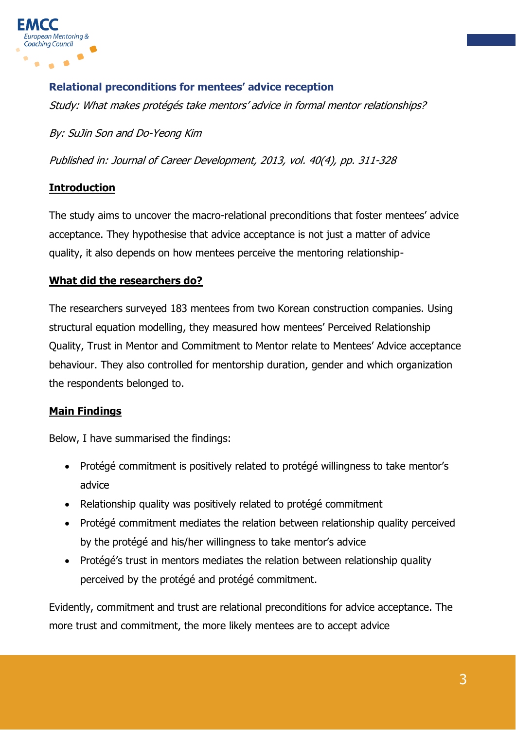## Relational preconditions for mentees' advice reception

*Study: What makes protégés take mentors' advice in formal mentor relationships?*

*By: SuJin Son and Do-Yeong Kim*

*Published in: Journal of Career Development, 2013, vol. 40(4), pp. 311-328*

### Introduction

The study aims to uncover the macro-relational preconditions that foster mentees' advice acceptance. They hypothesise that advice acceptance is not just a matter of advice quality, it also depends on how mentees perceive the mentoring relationship-

### What did the researchers do?

The researchers surveyed 183 mentees from two Korean construction companies. Using structural equation modelling, they measured how mentees' Perceived Relationship Quality, Trust in Mentor and Commitment to Mentor relate to Mentees' Advice acceptance behaviour. They also controlled for mentorship duration, gender and which organization the respondents belonged to.

### Main Findings

Below, I have summarised the findings:

- Protégé commitment is positively related to protégé willingness to take mentor's advice
- Relationship quality was positively related to protégé commitment
- Protégé commitment mediates the relation between relationship quality perceived by the protégé and his/her willingness to take mentor's advice
- Protégé's trust in mentors mediates the relation between relationship quality perceived by the protégé and protégé commitment.

Evidently, commitment and trust are relational preconditions for advice acceptance. The more trust and commitment, the more likely mentees are to accept advice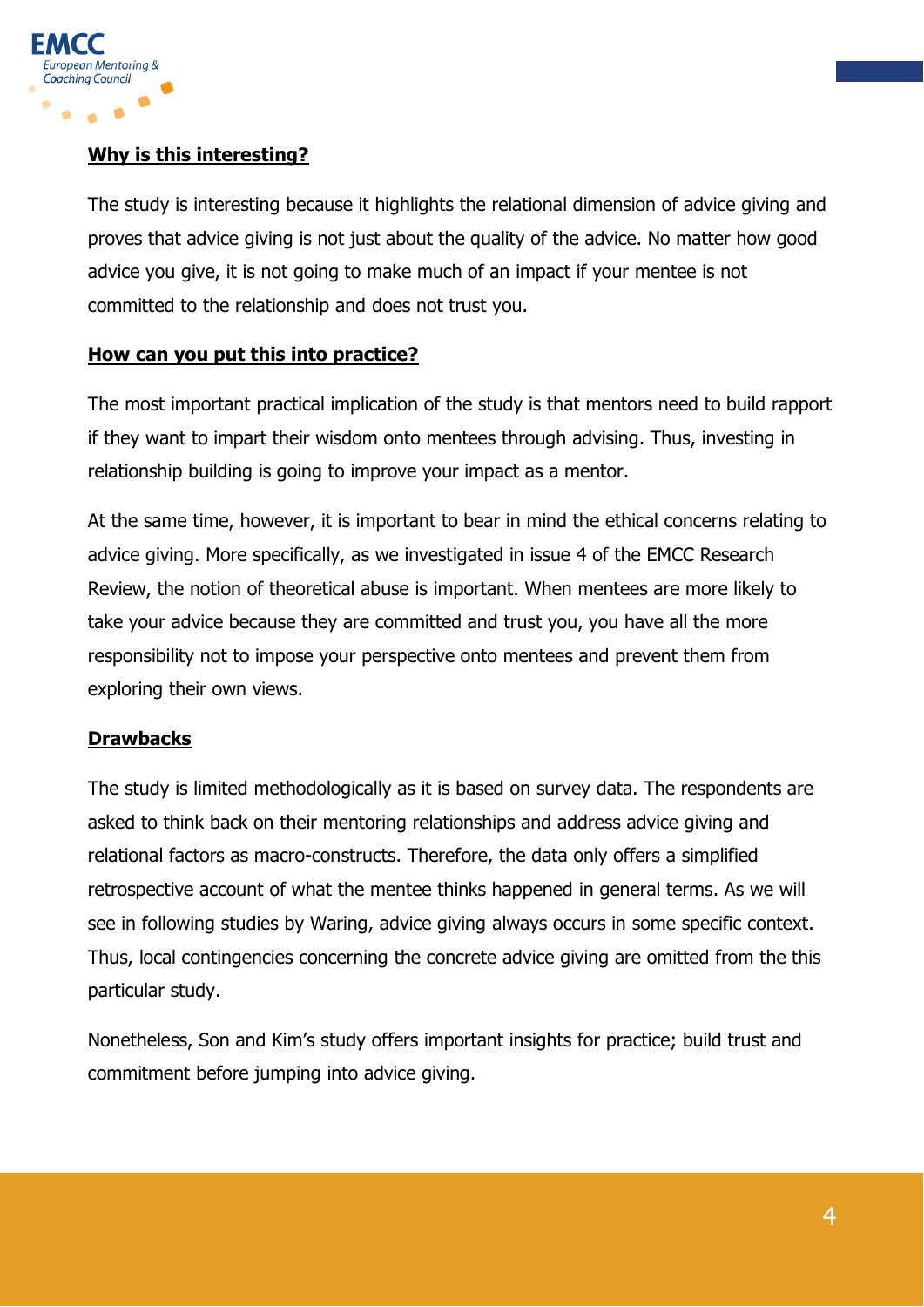**Why is this interesting?**

The study is interesting because it highlights the relational dimension of advice giving and proves that advice giving is not just about the quality of the advice. No matter how good advice you give, it is not going to make much of an impact if your mentee is not committed to the relationship and does not trust you.

**How can you put this into practice?**

The most important practical implication of the study is that mentors need to build rapport if they want to impart their wisdom onto mentees through advising. Thus, investing in relationship building is going to improve your impact as a mentor.

At the same time, however, it is important to bear in mind the ethical concerns relating to advice giving. More specifically, as we investigated in issue 4 of the EMCC Research Review, the notion of theoretical abuse is important. When mentees are more likely to take your advice because they are committed and trust you, you have all the more responsibility not to impose your perspective onto mentees and prevent them from exploring their own views.

**Drawbacks**

The study is limited methodologically as it is based on survey data. The respondents are asked to think back on their mentoring relationships and address advice giving and relational factors as macro-constructs. Therefore, the data only offers a simplified retrospective account of what the mentee thinks happened in general terms. As we will see in following studies by Waring, advice giving always occurs in some specific context. Thus, local contingencies concerning the concrete advice giving are omitted from the this particular study.

Nonetheless, Son and Kim's study offers important insights for practice; build trust and commitment before jumping into advice giving.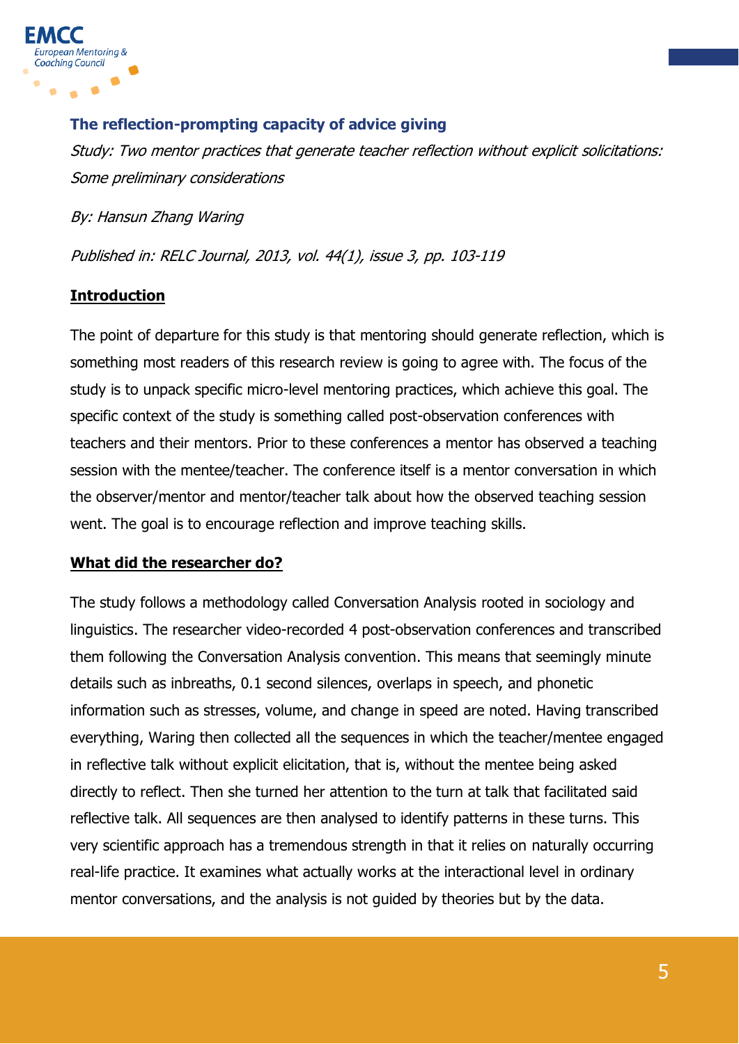### The reflection-prompting capacity of advice giving

*Study: Two mentor practices that generate teacher reflection without explicit solicitations: Some preliminary considerations*

*By: Hansun Zhang Waring*

*Published in: RELC Journal, 2013, vol. 44(1), issue 3, pp. 103-119*

**Introduction**

The point of departure for this study is that mentoring should generate reflection, which is something most readers of this research review is going to agree with. The focus of the study is to unpack specific micro-level mentoring practices, which achieve this goal. The specific context of the study is something called post-observation conferences with teachers and their mentors. Prior to these conferences a mentor has observed a teaching session with the mentee/teacher. The conference itself is a mentor conversation in which the observer/mentor and mentor/teacher talk about how the observed teaching session went. The goal is to encourage reflection and improve teaching skills.

**What did the researcher do?**

The study follows a methodology called Conversation Analysis rooted in sociology and linguistics. The researcher video-recorded 4 post-observation conferences and transcribed them following the Conversation Analysis convention. This means that seemingly minute details such as inbreaths, 0.1 second silences, overlaps in speech, and phonetic information such as stresses, volume, and change in speed are noted. Having transcribed everything, Waring then collected all the sequences in which the teacher/mentee engaged in reflective talk without explicit elicitation, that is, without the mentee being asked directly to reflect. Then she turned her attention to the turn at talk that facilitated said reflective talk. All sequences are then analysed to identify patterns in these turns. This very scientific approach has a tremendous strength in that it relies on naturally occurring real-life practice. It examines what actually works at the interactional level in ordinary mentor conversations, and the analysis is not guided by theories but by the data.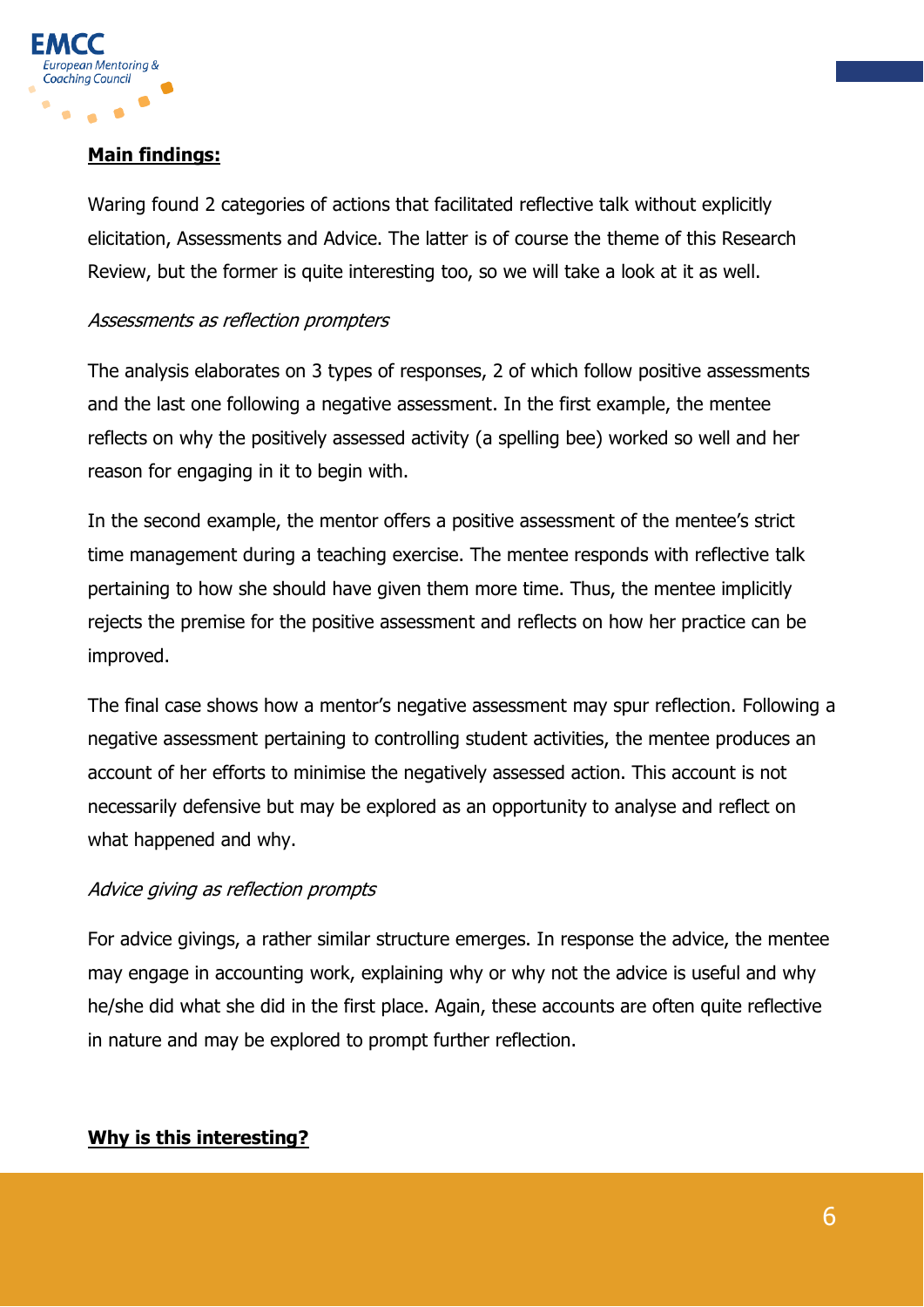**Main findings:**

Waring found 2 categories of actions that facilitated reflective talk without explicitly elicitation, Assessments and Advice. The latter is of course the theme of this Research Review, but the former is quite interesting too, so we will take a look at it as well.

*Assessments as reflection prompters*

The analysis elaborates on 3 types of responses, 2 of which follow positive assessments and the last one following a negative assessment. In the first example, the mentee reflects on why the positively assessed activity (a spelling bee) worked so well and her reason for engaging in it to begin with.

In the second example, the mentor offers a positive assessment of the mentee's strict time management during a teaching exercise. The mentee responds with reflective talk pertaining to how she should have given them more time. Thus, the mentee implicitly rejects the premise for the positive assessment and reflects on how her practice can be improved.

The final case shows how a mentor's negative assessment may spur reflection. Following a negative assessment pertaining to controlling student activities, the mentee produces an account of her efforts to minimise the negatively assessed action. This account is not necessarily defensive but may be explored as an opportunity to analyse and reflect on what happened and why.

*Advice giving as reflection prompts*

For advice givings, a rather similar structure emerges. In response the advice, the mentee may engage in accounting work, explaining why or why not the advice is useful and why he/she did what she did in the first place. Again, these accounts are often quite reflective in nature and may be explored to prompt further reflection.

**Why is this interesting?**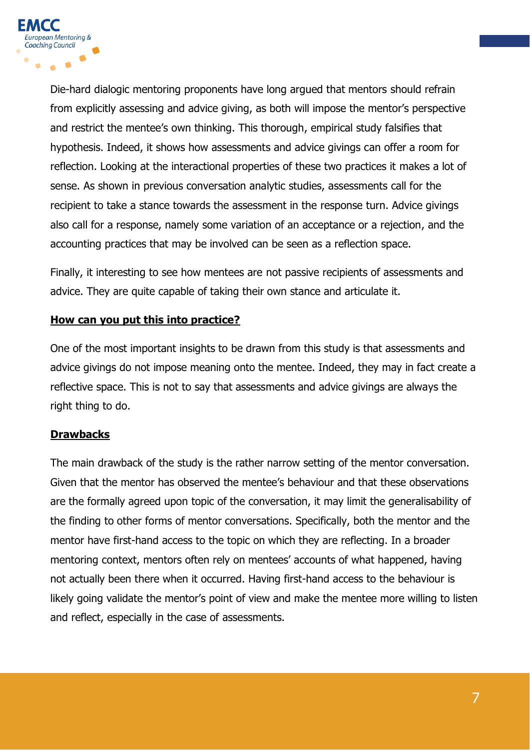Die-hard dialogic mentoring proponents have long argued that mentors should refrain from explicitly assessing and advice giving, as both will impose the mentor's perspective and restrict the mentee's own thinking. This thorough, empirical study falsifies that hypothesis. Indeed, it shows how assessments and advice givings can offer a room for reflection. Looking at the interactional properties of these two practices it makes a lot of sense. As shown in previous conversation analytic studies, assessments call for the recipient to take a stance towards the assessment in the response turn. Advice givings also call for a response, namely some variation of an acceptance or a rejection, and the accounting practices that may be involved can be seen as a reflection space.

Finally, it interesting to see how mentees are not passive recipients of assessments and advice. They are quite capable of taking their own stance and articulate it.

**How can you put this into practice?**

One of the most important insights to be drawn from this study is that assessments and advice givings do not impose meaning onto the mentee. Indeed, they may in fact create a reflective space. This is not to say that assessments and advice givings are always the right thing to do.

**Drawbacks**

The main drawback of the study is the rather narrow setting of the mentor conversation. Given that the mentor has observed the mentee's behaviour and that these observations are the formally agreed upon topic of the conversation, it may limit the generalisability of the finding to other forms of mentor conversations. Specifically, both the mentor and the mentor have first-hand access to the topic on which they are reflecting. In a broader mentoring context, mentors often rely on mentees' accounts of what happened, having not actually been there when it occurred. Having first-hand access to the behaviour is likely going validate the mentor's point of view and make the mentee more willing to listen and reflect, especially in the case of assessments.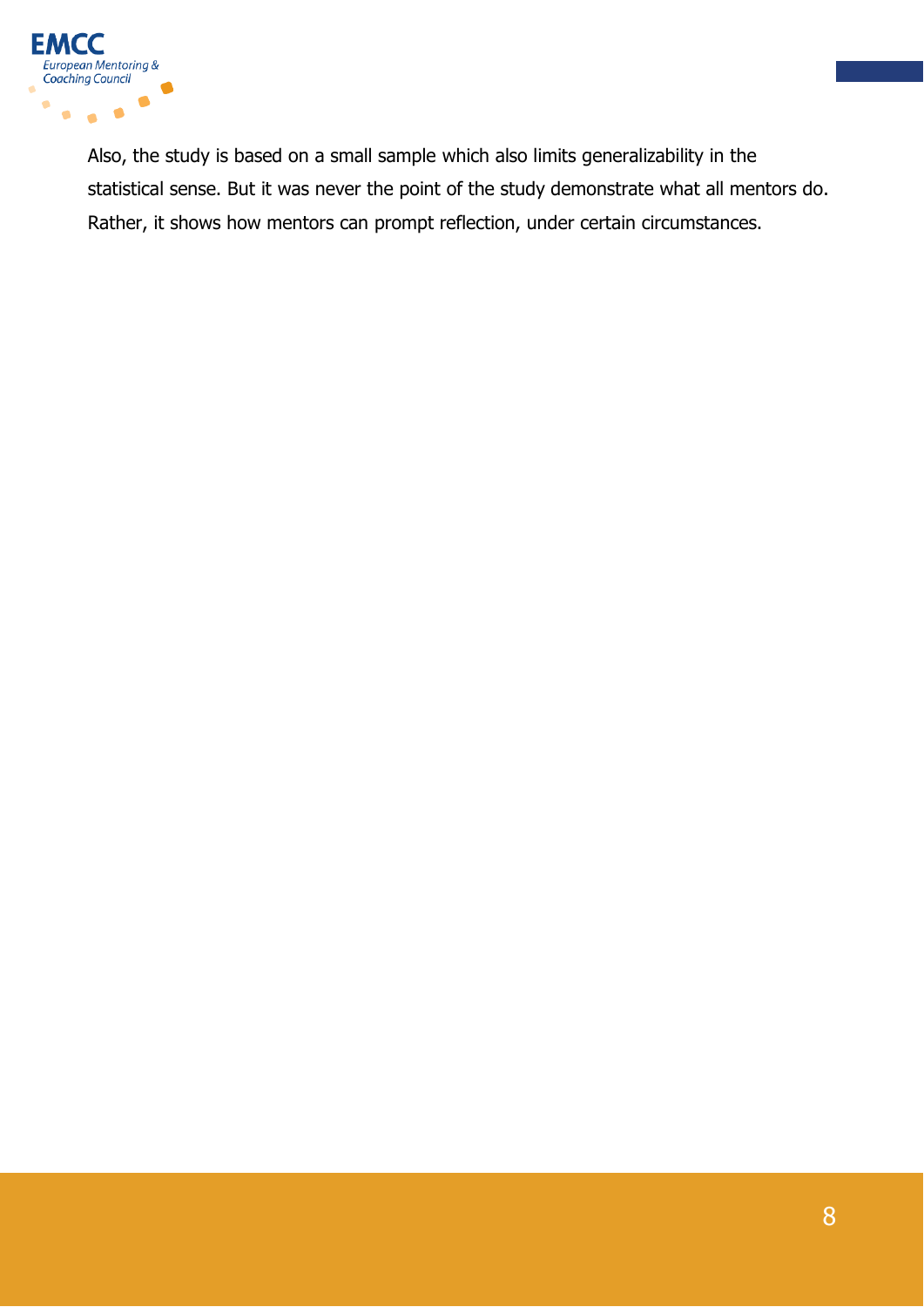Also, the study is based on a small sample which also limits generalizability in the statistical sense. But it was never the point of the study demonstrate what all mentors do. Rather, it shows how mentors can prompt reflection, under certain circumstances.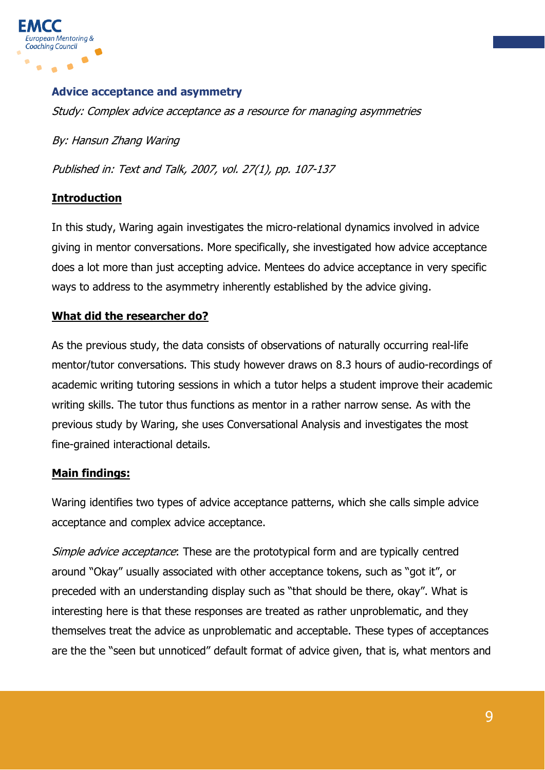### Advice acceptance and asymmetry

*Study: Complex advice acceptance as a resource for managing asymmetries*

*By: Hansun Zhang Waring*

*Published in: Text and Talk, 2007, vol. 27(1), pp. 107-137*

**Introduction**

In this study, Waring again investigates the micro-relational dynamics involved in advice giving in mentor conversations. More specifically, she investigated how advice acceptance does a lot more than just accepting advice. Mentees do advice acceptance in very specific ways to address to the asymmetry inherently established by the advice giving.

**What did the researcher do?**

As the previous study, the data consists of observations of naturally occurring real-life mentor/tutor conversations. This study however draws on 8.3 hours of audio-recordings of academic writing tutoring sessions in which a tutor helps a student improve their academic writing skills. The tutor thus functions as mentor in a rather narrow sense. As with the previous study by Waring, she uses Conversational Analysis and investigates the most fine-grained interactional details.

**Main findings:**

Waring identifies two types of advice acceptance patterns, which she calls simple advice acceptance and complex advice acceptance.

*Simple advice acceptance*: These are the prototypical form and are typically centred around "Okay" usually associated with other acceptance tokens, such as "got it", or preceded with an understanding display such as "that should be there, okay". What is interesting here is that these responses are treated as rather unproblematic, and they themselves treat the advice as unproblematic and acceptable. These types of acceptances are the the "seen but unnoticed" default format of advice given, that is, what mentors and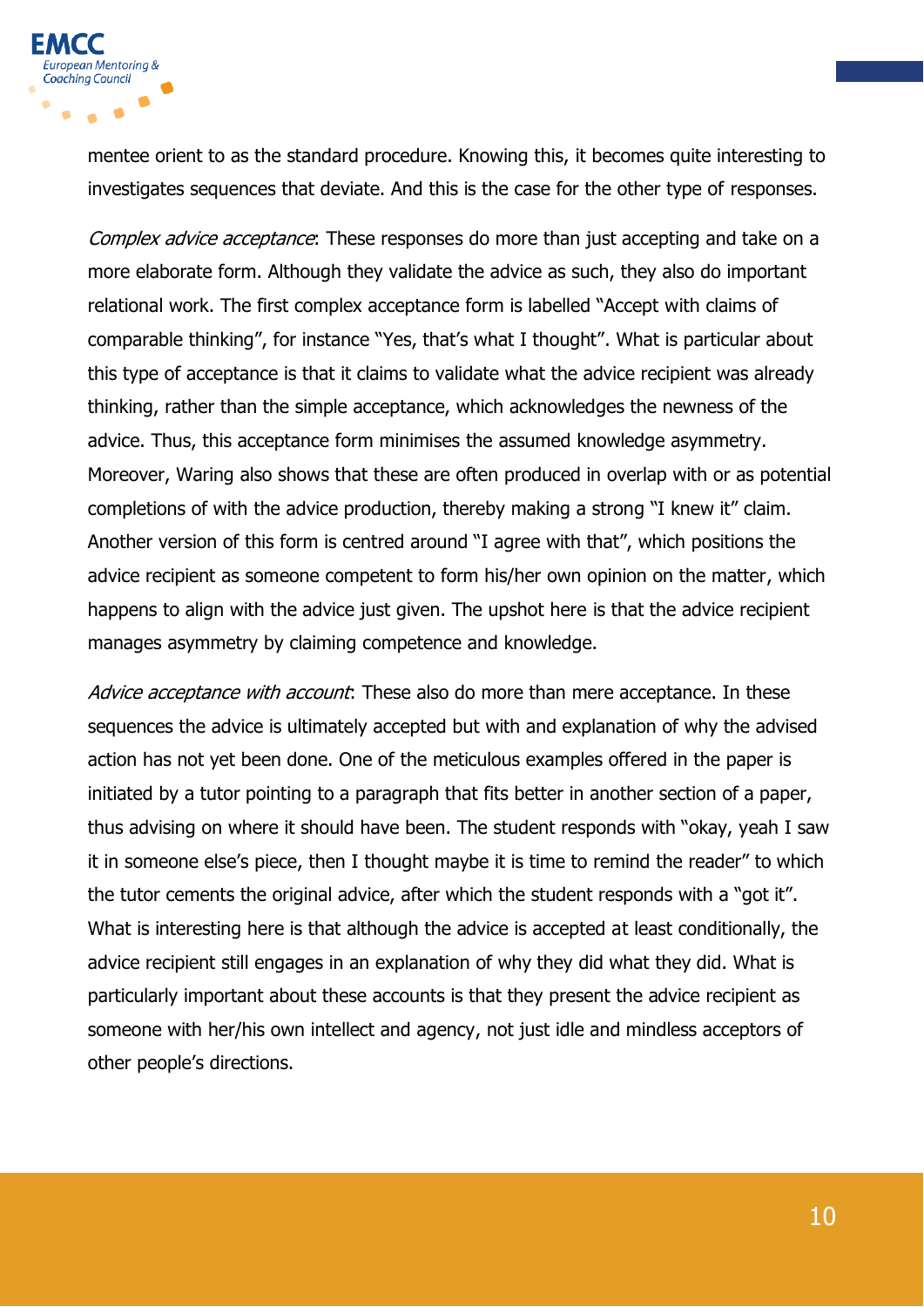mentee orient to as the standard procedure. Knowing this, it becomes quite interesting to investigates sequences that deviate. And this is the case for the other type of responses.

*Complex advice acceptance*: These responses do more than just accepting and take on a more elaborate form. Although they validate the advice as such, they also do important relational work. The first complex acceptance form is labelled "Accept with claims of comparable thinking", for instance "Yes, that's what I thought". What is particular about this type of acceptance is that it claims to validate what the advice recipient was already thinking, rather than the simple acceptance, which acknowledges the newness of the advice. Thus, this acceptance form minimises the assumed knowledge asymmetry. Moreover, Waring also shows that these are often produced in overlap with or as potential completions of with the advice production, thereby making a strong "I knew it" claim. Another version of this form is centred around "I agree with that", which positions the advice recipient as someone competent to form his/her own opinion on the matter, which happens to align with the advice just given. The upshot here is that the advice recipient manages asymmetry by claiming competence and knowledge.

*Advice acceptance with account*: These also do more than mere acceptance. In these sequences the advice is ultimately accepted but with and explanation of why the advised action has not yet been done. One of the meticulous examples offered in the paper is initiated by a tutor pointing to a paragraph that fits better in another section of a paper, thus advising on where it should have been. The student responds with "okay, yeah I saw it in someone else's piece, then I thought maybe it is time to remind the reader" to which the tutor cements the original advice, after which the student responds with a "got it". What is interesting here is that although the advice is accepted at least conditionally, the advice recipient still engages in an explanation of why they did what they did. What is particularly important about these accounts is that they present the advice recipient as someone with her/his own intellect and agency, not just idle and mindless acceptors of other people's directions.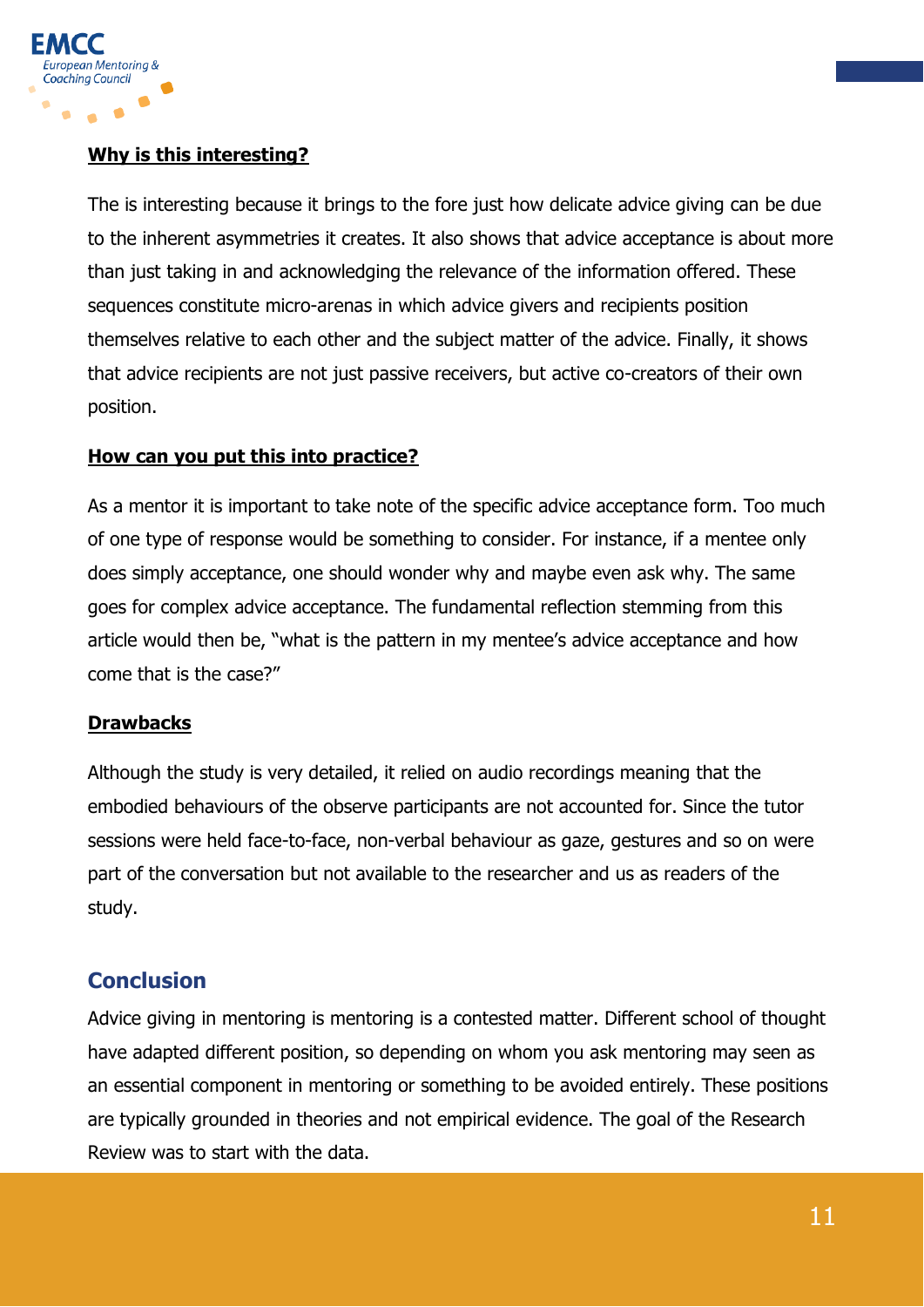**Why is this interesting?**

The is interesting because it brings to the fore just how delicate advice giving can be due to the inherent asymmetries it creates. It also shows that advice acceptance is about more than just taking in and acknowledging the relevance of the information offered. These sequences constitute micro-arenas in which advice givers and recipients position themselves relative to each other and the subject matter of the advice. Finally, it shows that advice recipients are not just passive receivers, but active co-creators of their own position.

**How can you put this into practice?**

As a mentor it is important to take note of the specific advice acceptance form. Too much of one type of response would be something to consider. For instance, if a mentee only does simply acceptance, one should wonder why and maybe even ask why. The same goes for complex advice acceptance. The fundamental reflection stemming from this article would then be, "what is the pattern in my mentee's advice acceptance and how come that is the case?"

**Drawbacks**

Although the study is very detailed, it relied on audio recordings meaning that the embodied behaviours of the observe participants are not accounted for. Since the tutor sessions were held face-to-face, non-verbal behaviour as gaze, gestures and so on were part of the conversation but not available to the researcher and us as readers of the study.

## Conclusion

Advice giving in mentoring is mentoring is a contested matter. Different school of thought have adapted different position, so depending on whom you ask mentoring may seen as an essential component in mentoring or something to be avoided entirely. These positions are typically grounded in theories and not empirical evidence. The goal of the Research Review was to start with the data.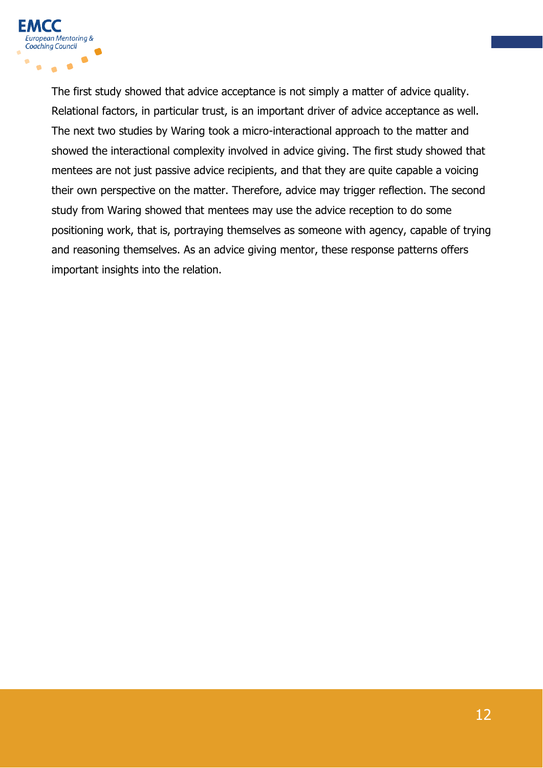The first study showed that advice acceptance is not simply a matter of advice quality. Relational factors, in particular trust, is an important driver of advice acceptance as well. The next two studies by Waring took a micro-interactional approach to the matter and showed the interactional complexity involved in advice giving. The first study showed that mentees are not just passive advice recipients, and that they are quite capable a voicing their own perspective on the matter. Therefore, advice may trigger reflection. The second study from Waring showed that mentees may use the advice reception to do some positioning work, that is, portraying themselves as someone with agency, capable of trying and reasoning themselves. As an advice giving mentor, these response patterns offers important insights into the relation.